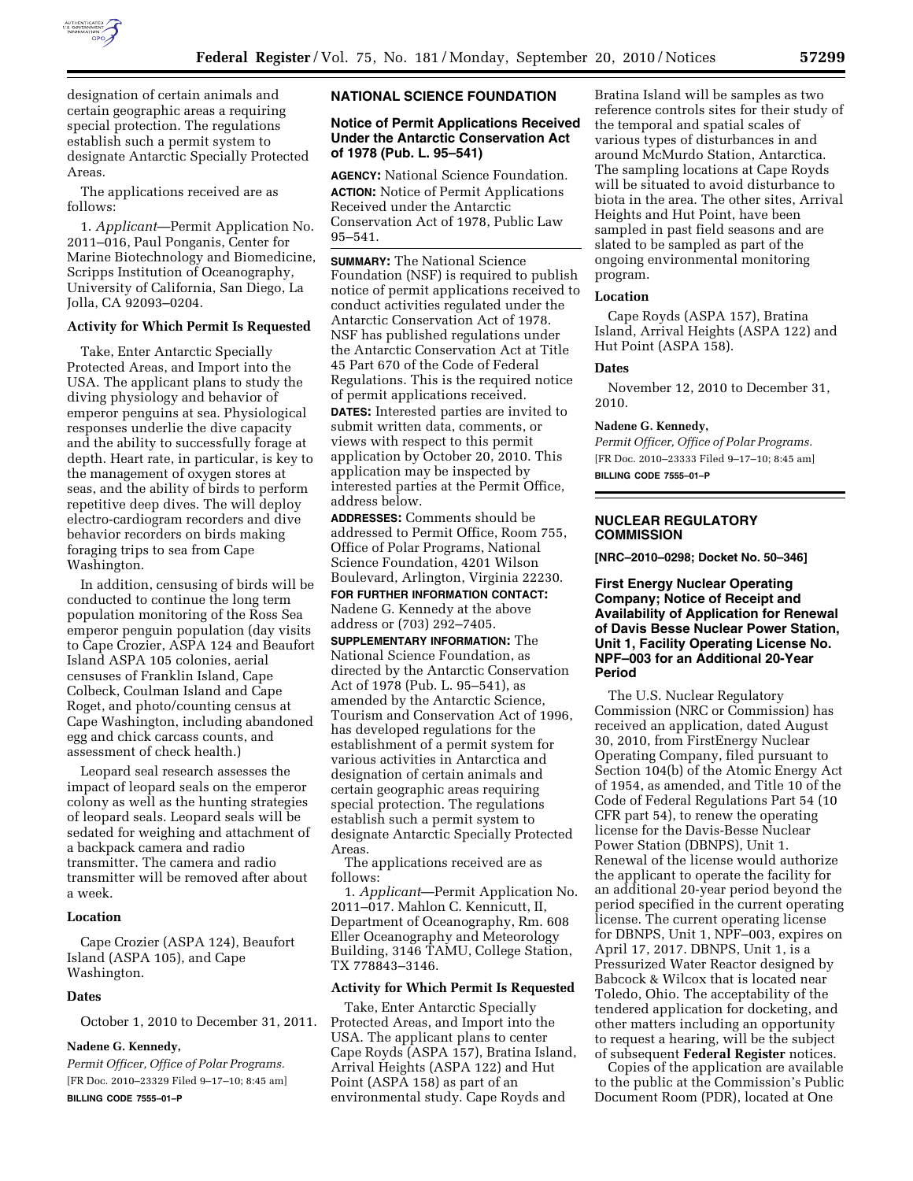designation of certain animals and certain geographic areas a requiring special protection. The regulations establish such a permit system to designate Antarctic Specially Protected Areas.

The applications received are as follows:

1. *Applicant*—Permit Application No. 2011–016, Paul Ponganis, Center for Marine Biotechnology and Biomedicine, Scripps Institution of Oceanography, University of California, San Diego, La Jolla, CA 92093–0204.

### Activity for Which Permit Is Requested

Take, Enter Antarctic Specially Protected Areas, and Import into the USA. The applicant plans to study the diving physiology and behavior of emperor penguins at sea. Physiological responses underlie the dive capacity and the ability to successfully forage at depth. Heart rate, in particular, is key to the management of oxygen stores at seas, and the ability of birds to perform repetitive deep dives. The will deploy electro-cardiogram recorders and dive behavior recorders on birds making foraging trips to sea from Cape Washington.

In addition, censusing of birds will be conducted to continue the long term population monitoring of the Ross Sea emperor penguin population (day visits to Cape Crozier, ASPA 124 and Beaufort Island ASPA 105 colonies, aerial censuses of Franklin Island, Cape Colbeck, Coulman Island and Cape Roget, and photo/counting census at Cape Washington, including abandoned egg and chick carcass counts, and assessment of check health.)

Leopard seal research assesses the impact of leopard seals on the emperor colony as well as the hunting strategies of leopard seals. Leopard seals will be sedated for weighing and attachment of a backpack camera and radio transmitter. The camera and radio transmitter will be removed after about a week.

### Location

Cape Crozier (ASPA 124), Beaufort Island (ASPA 105), and Cape Washington.

### Dates

October 1, 2010 to December 31, 2011.

**Nadene G. Kennedy,**

*Permit Officer, Office of Polar Programs.*

[FR Doc. 2010–23329 Filed 9–17–10; 8:45 am]

**BILLING CODE 7555–01–P**

## NATIONAL SCIENCE FOUNDATION

### Notice of Permit Applications Received Under the Antarctic Conservation Act of 1978 (Pub. L. 95–541)

**AGENCY:** National Science Foundation.

**ACTION:** Notice of Permit Applications Received under the Antarctic Conservation Act of 1978, Public Law 95–541.

**SUMMARY:** The National Science Foundation (NSF) is required to publish notice of permit applications received to conduct activities regulated under the Antarctic Conservation Act of 1978. NSF has published regulations under the Antarctic Conservation Act at Title 45 Part 670 of the Code of Federal Regulations. This is the required notice of permit applications received.

**DATES:** Interested parties are invited to submit written data, comments, or views with respect to this permit application by October 20, 2010. This application may be inspected by interested parties at the Permit Office, address below.

**ADDRESSES:** Comments should be addressed to Permit Office, Room 755, Office of Polar Programs, National Science Foundation, 4201 Wilson Boulevard, Arlington, Virginia 22230.

**FOR FURTHER INFORMATION CONTACT:** Nadene G. Kennedy at the above address or (703) 292–7405.

**SUPPLEMENTARY INFORMATION:** The National Science Foundation, as directed by the Antarctic Conservation Act of 1978 (Pub. L. 95–541), as amended by the Antarctic Science, Tourism and Conservation Act of 1996, has developed regulations for the establishment of a permit system for various activities in Antarctica and designation of certain animals and certain geographic areas requiring special protection. The regulations establish such a permit system to designate Antarctic Specially Protected Areas.

The applications received are as follows:

1. *Applicant*—Permit Application No. 2011–017. Mahlon C. Kennicutt, II, Department of Oceanography, Rm. 608 Eller Oceanography and Meteorology Building, 3146 TAMU, College Station, TX 778843–3146.

### Activity for Which Permit Is Requested

Take, Enter Antarctic Specially Protected Areas, and Import into the USA. The applicant plans to center Cape Royds (ASPA 157), Bratina Island, Arrival Heights (ASPA 122) and Hut Point (ASPA 158) as part of an environmental study. Cape Royds and Bratina Island will be samples as two reference controls sites for their study of the temporal and spatial scales of various types of disturbances in and around McMurdo Station, Antarctica. The sampling locations at Cape Royds will be situated to avoid disturbance to biota in the area. The other sites, Arrival Heights and Hut Point, have been sampled in past field seasons and are slated to be sampled as part of the ongoing environmental monitoring program.

### Location

Cape Royds (ASPA 157), Bratina Island, Arrival Heights (ASPA 122) and Hut Point (ASPA 158).

### Dates

November 12, 2010 to December 31, 2010.

**Nadene G. Kennedy,**

*Permit Officer, Office of Polar Programs.*

[FR Doc. 2010–23333 Filed 9–17–10; 8:45 am]

**BILLING CODE 7555–01–P**

## NUCLEAR REGULATORY COMMISSION

**[NRC–2010–0298; Docket No. 50–346]**

### First Energy Nuclear Operating Company; Notice of Receipt and Availability of Application for Renewal of Davis Besse Nuclear Power Station, Unit 1, Facility Operating License No. NPF–003 for an Additional 20-Year Period

The U.S. Nuclear Regulatory Commission (NRC or Commission) has received an application, dated August 30, 2010, from FirstEnergy Nuclear Operating Company, filed pursuant to Section 104(b) of the Atomic Energy Act of 1954, as amended, and Title 10 of the Code of Federal Regulations Part 54 (10 CFR part 54), to renew the operating license for the Davis-Besse Nuclear Power Station (DBNPS), Unit 1. Renewal of the license would authorize the applicant to operate the facility for an additional 20-year period beyond the period specified in the current operating license. The current operating license for DBNPS, Unit 1, NPF–003, expires on April 17, 2017. DBNPS, Unit 1, is a Pressurized Water Reactor designed by Babcock & Wilcox that is located near Toledo, Ohio. The acceptability of the tendered application for docketing, and other matters including an opportunity to request a hearing, will be the subject of subsequent **Federal Register** notices.

Copies of the application are available to the public at the Commission's Public Document Room (PDR), located at One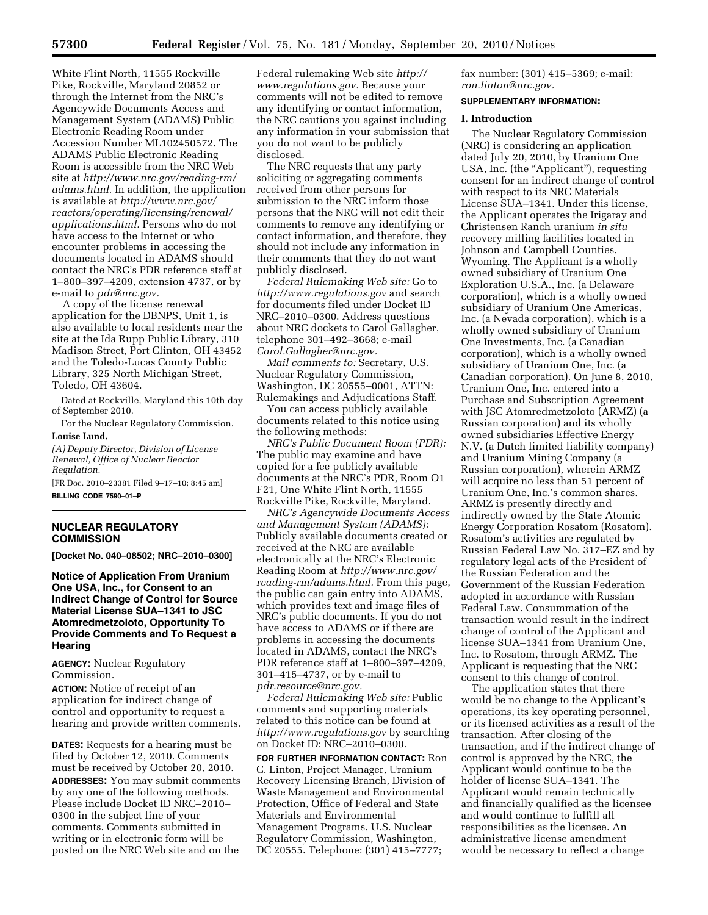White Flint North, 11555 Rockville Pike, Rockville, Maryland 20852 or through the Internet from the NRC's Agencywide Documents Access and Management System (ADAMS) Public Electronic Reading Room under Accession Number ML102450572. The ADAMS Public Electronic Reading Room is accessible from the NRC Web site at *http://www.nrc.gov/reading-rm/adams.html.* In addition, the application is available at *http://www.nrc.gov/reactors/operating/licensing/renewal/applications.html.* Persons who do not have access to the Internet or who encounter problems in accessing the documents located in ADAMS should contact the NRC's PDR reference staff at 1–800–397–4209, extension 4737, or by e-mail to *pdr@nrc.gov.*

A copy of the license renewal application for the DBNPS, Unit 1, is also available to local residents near the site at the Ida Rupp Public Library, 310 Madison Street, Port Clinton, OH 43452 and the Toledo-Lucas County Public Library, 325 North Michigan Street, Toledo, OH 43604.

Dated at Rockville, Maryland this 10th day of September 2010.

For the Nuclear Regulatory Commission.

**Louise Lund,**

*(A) Deputy Director, Division of License Renewal, Office of Nuclear Reactor Regulation.*

[FR Doc. 2010–23381 Filed 9–17–10; 8:45 am]

**BILLING CODE 7590–01–P**

## NUCLEAR REGULATORY COMMISSION

**[Docket No. 040–08502; NRC–2010–0300]**

## Notice of Application From Uranium One USA, Inc., for Consent to an Indirect Change of Control for Source Material License SUA–1341 to JSC Atomredmetzoloto, Opportunity To Provide Comments and To Request a Hearing

**AGENCY:** Nuclear Regulatory Commission.

**ACTION:** Notice of receipt of an application for indirect change of control and opportunity to request a hearing and provide written comments.

**DATES:** Requests for a hearing must be filed by October 12, 2010. Comments must be received by October 20, 2010.

**ADDRESSES:** You may submit comments by any one of the following methods. Please include Docket ID NRC–2010–0300 in the subject line of your comments. Comments submitted in writing or in electronic form will be posted on the NRC Web site and on the Federal rulemaking Web site *http://www.regulations.gov.* Because your comments will not be edited to remove any identifying or contact information, the NRC cautions you against including any information in your submission that you do not want to be publicly disclosed.

The NRC requests that any party soliciting or aggregating comments received from other persons for submission to the NRC inform those persons that the NRC will not edit their comments to remove any identifying or contact information, and therefore, they should not include any information in their comments that they do not want publicly disclosed.

*Federal Rulemaking Web site:* Go to *http://www.regulations.gov* and search for documents filed under Docket ID NRC–2010–0300. Address questions about NRC dockets to Carol Gallagher, telephone 301–492–3668; e-mail *Carol.Gallagher@nrc.gov.*

*Mail comments to:* Secretary, U.S. Nuclear Regulatory Commission, Washington, DC 20555–0001, ATTN: Rulemakings and Adjudications Staff.

You can access publicly available documents related to this notice using the following methods:

*NRC's Public Document Room (PDR):* The public may examine and have copied for a fee publicly available documents at the NRC's PDR, Room O1 F21, One White Flint North, 11555 Rockville Pike, Rockville, Maryland.

*NRC's Agencywide Documents Access and Management System (ADAMS):* Publicly available documents created or received at the NRC are available electronically at the NRC's Electronic Reading Room at *http://www.nrc.gov/reading-rm/adams.html.* From this page, the public can gain entry into ADAMS, which provides text and image files of NRC's public documents. If you do not have access to ADAMS or if there are problems in accessing the documents located in ADAMS, contact the NRC's PDR reference staff at 1–800–397–4209, 301–415–4737, or by e-mail to *pdr.resource@nrc.gov.*

*Federal Rulemaking Web site:* Public comments and supporting materials related to this notice can be found at *http://www.regulations.gov* by searching on Docket ID: NRC–2010–0300.

**FOR FURTHER INFORMATION CONTACT:** Ron C. Linton, Project Manager, Uranium Recovery Licensing Branch, Division of Waste Management and Environmental Protection, Office of Federal and State Materials and Environmental Management Programs, U.S. Nuclear Regulatory Commission, Washington, DC 20555. Telephone: (301) 415–7777; fax number: (301) 415–5369; e-mail: *ron.linton@nrc.gov.*

**SUPPLEMENTARY INFORMATION:**

### I. Introduction

The Nuclear Regulatory Commission (NRC) is considering an application dated July 20, 2010, by Uranium One USA, Inc. (the "Applicant"), requesting consent for an indirect change of control with respect to its NRC Materials License SUA–1341. Under this license, the Applicant operates the Irigaray and Christensen Ranch uranium *in situ* recovery milling facilities located in Johnson and Campbell Counties, Wyoming. The Applicant is a wholly owned subsidiary of Uranium One Exploration U.S.A., Inc. (a Delaware corporation), which is a wholly owned subsidiary of Uranium One Americas, Inc. (a Nevada corporation), which is a wholly owned subsidiary of Uranium One Investments, Inc. (a Canadian corporation), which is a wholly owned subsidiary of Uranium One, Inc. (a Canadian corporation). On June 8, 2010, Uranium One, Inc. entered into a Purchase and Subscription Agreement with JSC Atomredmetzoloto (ARMZ) (a Russian corporation) and its wholly owned subsidiaries Effective Energy N.V. (a Dutch limited liability company) and Uranium Mining Company (a Russian corporation), wherein ARMZ will acquire no less than 51 percent of Uranium One, Inc.'s common shares. ARMZ is presently directly and indirectly owned by the State Atomic Energy Corporation Rosatom (Rosatom). Rosatom's activities are regulated by Russian Federal Law No. 317–EZ and by regulatory legal acts of the President of the Russian Federation and the Government of the Russian Federation adopted in accordance with Russian Federal Law. Consummation of the transaction would result in the indirect change of control of the Applicant and license SUA–1341 from Uranium One, Inc. to Rosatom, through ARMZ. The Applicant is requesting that the NRC consent to this change of control.

The application states that there would be no change to the Applicant's operations, its key operating personnel, or its licensed activities as a result of the transaction. After closing of the transaction, and if the indirect change of control is approved by the NRC, the Applicant would continue to be the holder of license SUA–1341. The Applicant would remain technically and financially qualified as the licensee and would continue to fulfill all responsibilities as the licensee. An administrative license amendment would be necessary to reflect a change